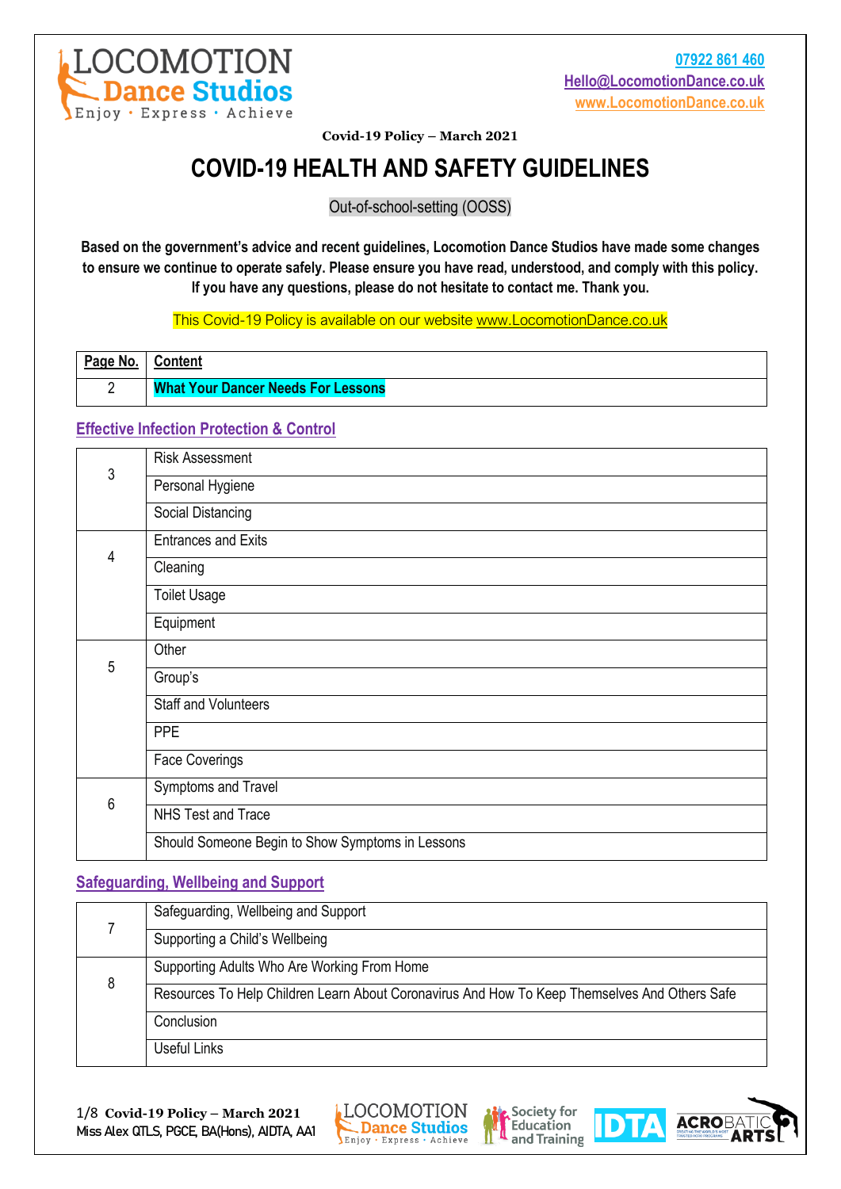LOCOMOTION Dance Studios
Enjoy · Express · Achieve

07922 861 460
Hello@LocomotionDance.co.uk
www.LocomotionDance.co.uk

**Covid-19 Policy – March 2021**

# COVID-19 HEALTH AND SAFETY GUIDELINES

Out-of-school-setting (OOSS)

**Based on the government's advice and recent guidelines, Locomotion Dance Studios have made some changes to ensure we continue to operate safely. Please ensure you have read, understood, and comply with this policy. If you have any questions, please do not hesitate to contact me. Thank you.**

This Covid-19 Policy is available on our website www.LocomotionDance.co.uk

| Page No. | Content |
|---|---|
| 2 | **What Your Dancer Needs For Lessons** |

## Effective Infection Protection & Control

| Page No. | Content |
|---|---|
| 3 | Risk Assessment |
| | Personal Hygiene |
| | Social Distancing |
| 4 | Entrances and Exits |
| | Cleaning |
| | Toilet Usage |
| | Equipment |
| 5 | Other |
| | Group's |
| | Staff and Volunteers |
| | PPE |
| | Face Coverings |
| 6 | Symptoms and Travel |
| | NHS Test and Trace |
| | Should Someone Begin to Show Symptoms in Lessons |

## Safeguarding, Wellbeing and Support

| Page No. | Content |
|---|---|
| 7 | Safeguarding, Wellbeing and Support |
| | Supporting a Child's Wellbeing |
| 8 | Supporting Adults Who Are Working From Home |
| | Resources To Help Children Learn About Coronavirus And How To Keep Themselves And Others Safe |
| | Conclusion |
| | Useful Links |

Miss Alex QTLS, PGCE, BA(Hons), AIDTA, AA1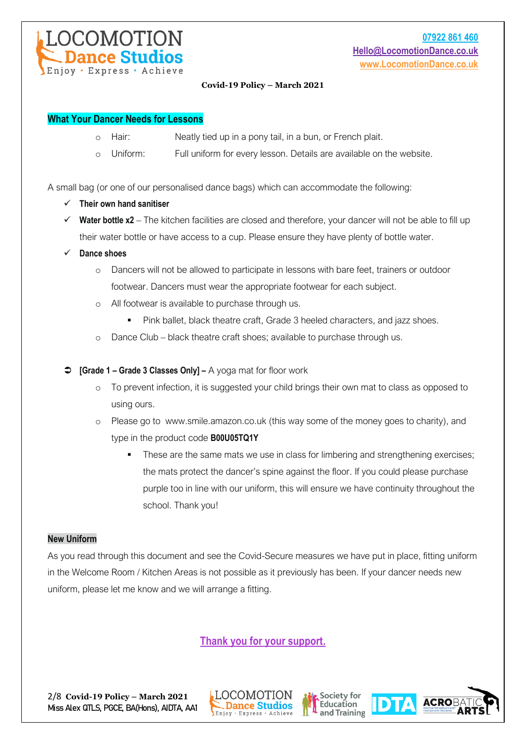## What Your Dancer Needs for Lessons

- Hair: Neatly tied up in a pony tail, in a bun, or French plait.
- Uniform: Full uniform for every lesson. Details are available on the website.

A small bag (or one of our personalised dance bags) which can accommodate the following:

- ✓ **Their own hand sanitiser**
- ✓ **Water bottle x2** – The kitchen facilities are closed and therefore, your dancer will not be able to fill up their water bottle or have access to a cup. Please ensure they have plenty of bottle water.
- ✓ **Dance shoes**
  - Dancers will not be allowed to participate in lessons with bare feet, trainers or outdoor footwear. Dancers must wear the appropriate footwear for each subject.
  - All footwear is available to purchase through us.
    - Pink ballet, black theatre craft, Grade 3 heeled characters, and jazz shoes.
  - Dance Club – black theatre craft shoes; available to purchase through us.

- **[Grade 1 – Grade 3 Classes Only] –** A yoga mat for floor work
  - To prevent infection, it is suggested your child brings their own mat to class as opposed to using ours.
  - Please go to www.smile.amazon.co.uk (this way some of the money goes to charity), and type in the product code **B00U05TQ1Y**
    - These are the same mats we use in class for limbering and strengthening exercises; the mats protect the dancer's spine against the floor. If you could please purchase purple too in line with our uniform, this will ensure we have continuity throughout the school. Thank you!

## New Uniform

As you read through this document and see the Covid-Secure measures we have put in place, fitting uniform in the Welcome Room / Kitchen Areas is not possible as it previously has been. If your dancer needs new uniform, please let me know and we will arrange a fitting.

**Thank you for your support.**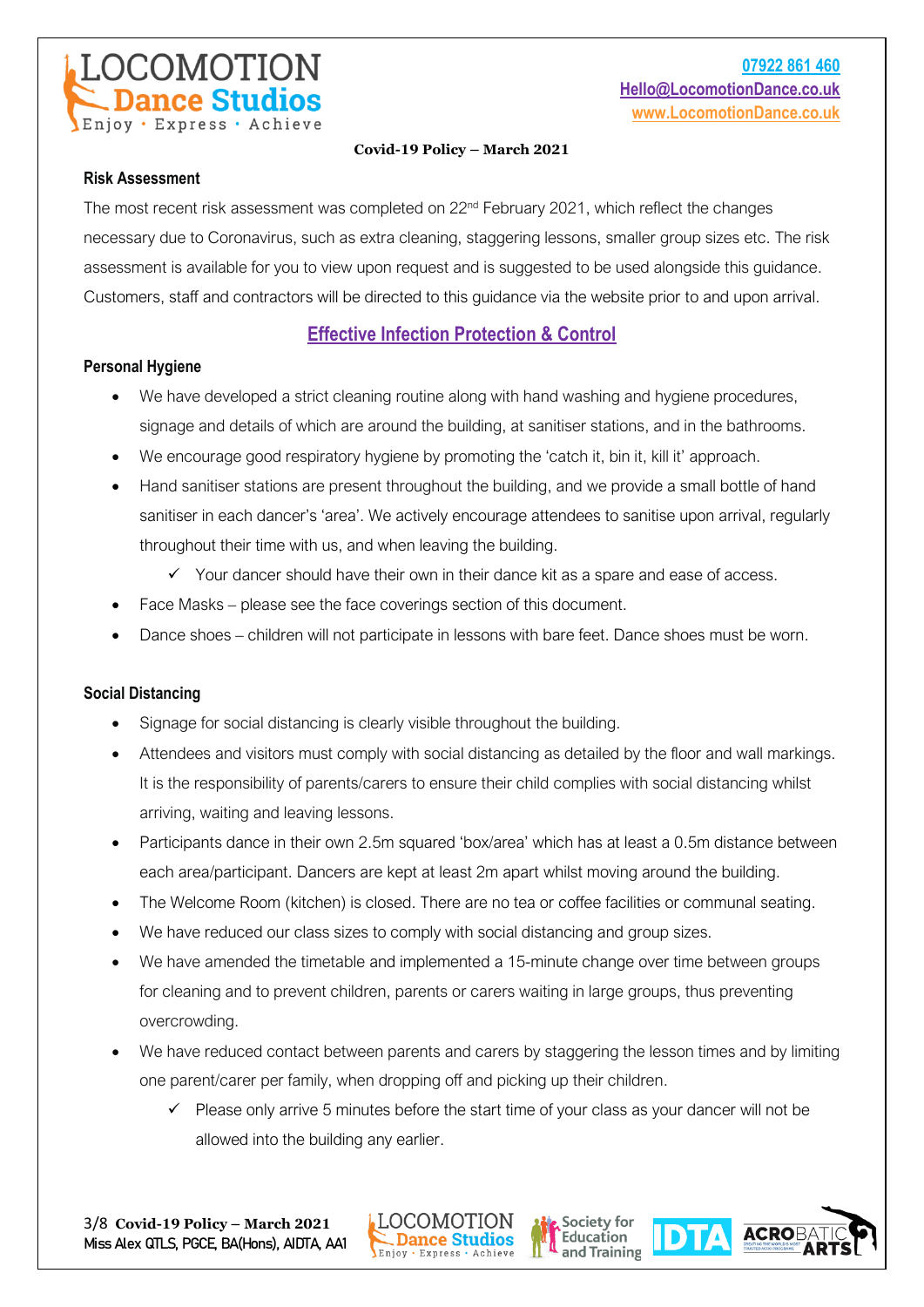**Covid-19 Policy – March 2021**

### Risk Assessment

The most recent risk assessment was completed on 22nd February 2021, which reflect the changes necessary due to Coronavirus, such as extra cleaning, staggering lessons, smaller group sizes etc. The risk assessment is available for you to view upon request and is suggested to be used alongside this guidance. Customers, staff and contractors will be directed to this guidance via the website prior to and upon arrival.

## Effective Infection Protection & Control

### Personal Hygiene

- We have developed a strict cleaning routine along with hand washing and hygiene procedures, signage and details of which are around the building, at sanitiser stations, and in the bathrooms.
- We encourage good respiratory hygiene by promoting the 'catch it, bin it, kill it' approach.
- Hand sanitiser stations are present throughout the building, and we provide a small bottle of hand sanitiser in each dancer's 'area'. We actively encourage attendees to sanitise upon arrival, regularly throughout their time with us, and when leaving the building.
  - ✓ Your dancer should have their own in their dance kit as a spare and ease of access.
- Face Masks – please see the face coverings section of this document.
- Dance shoes – children will not participate in lessons with bare feet. Dance shoes must be worn.

### Social Distancing

- Signage for social distancing is clearly visible throughout the building.
- Attendees and visitors must comply with social distancing as detailed by the floor and wall markings. It is the responsibility of parents/carers to ensure their child complies with social distancing whilst arriving, waiting and leaving lessons.
- Participants dance in their own 2.5m squared 'box/area' which has at least a 0.5m distance between each area/participant. Dancers are kept at least 2m apart whilst moving around the building.
- The Welcome Room (kitchen) is closed. There are no tea or coffee facilities or communal seating.
- We have reduced our class sizes to comply with social distancing and group sizes.
- We have amended the timetable and implemented a 15-minute change over time between groups for cleaning and to prevent children, parents or carers waiting in large groups, thus preventing overcrowding.
- We have reduced contact between parents and carers by staggering the lesson times and by limiting one parent/carer per family, when dropping off and picking up their children.
  - ✓ Please only arrive 5 minutes before the start time of your class as your dancer will not be allowed into the building any earlier.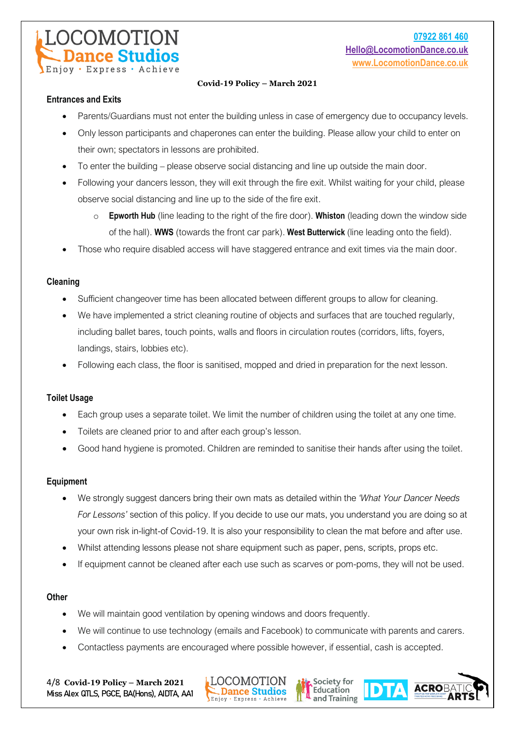07922 861 460
Hello@LocomotionDance.co.uk
www.LocomotionDance.co.uk

**Covid-19 Policy – March 2021**

### Entrances and Exits

- Parents/Guardians must not enter the building unless in case of emergency due to occupancy levels.
- Only lesson participants and chaperones can enter the building. Please allow your child to enter on their own; spectators in lessons are prohibited.
- To enter the building – please observe social distancing and line up outside the main door.
- Following your dancers lesson, they will exit through the fire exit. Whilst waiting for your child, please observe social distancing and line up to the side of the fire exit.
  - **Epworth Hub** (line leading to the right of the fire door). **Whiston** (leading down the window side of the hall). **WWS** (towards the front car park). **West Butterwick** (line leading onto the field).
- Those who require disabled access will have staggered entrance and exit times via the main door.

### Cleaning

- Sufficient changeover time has been allocated between different groups to allow for cleaning.
- We have implemented a strict cleaning routine of objects and surfaces that are touched regularly, including ballet bares, touch points, walls and floors in circulation routes (corridors, lifts, foyers, landings, stairs, lobbies etc).
- Following each class, the floor is sanitised, mopped and dried in preparation for the next lesson.

### Toilet Usage

- Each group uses a separate toilet. We limit the number of children using the toilet at any one time.
- Toilets are cleaned prior to and after each group's lesson.
- Good hand hygiene is promoted. Children are reminded to sanitise their hands after using the toilet.

### Equipment

- We strongly suggest dancers bring their own mats as detailed within the *'What Your Dancer Needs For Lessons'* section of this policy. If you decide to use our mats, you understand you are doing so at your own risk in-light-of Covid-19. It is also your responsibility to clean the mat before and after use.
- Whilst attending lessons please not share equipment such as paper, pens, scripts, props etc.
- If equipment cannot be cleaned after each use such as scarves or pom-poms, they will not be used.

### Other

- We will maintain good ventilation by opening windows and doors frequently.
- We will continue to use technology (emails and Facebook) to communicate with parents and carers.
- Contactless payments are encouraged where possible however, if essential, cash is accepted.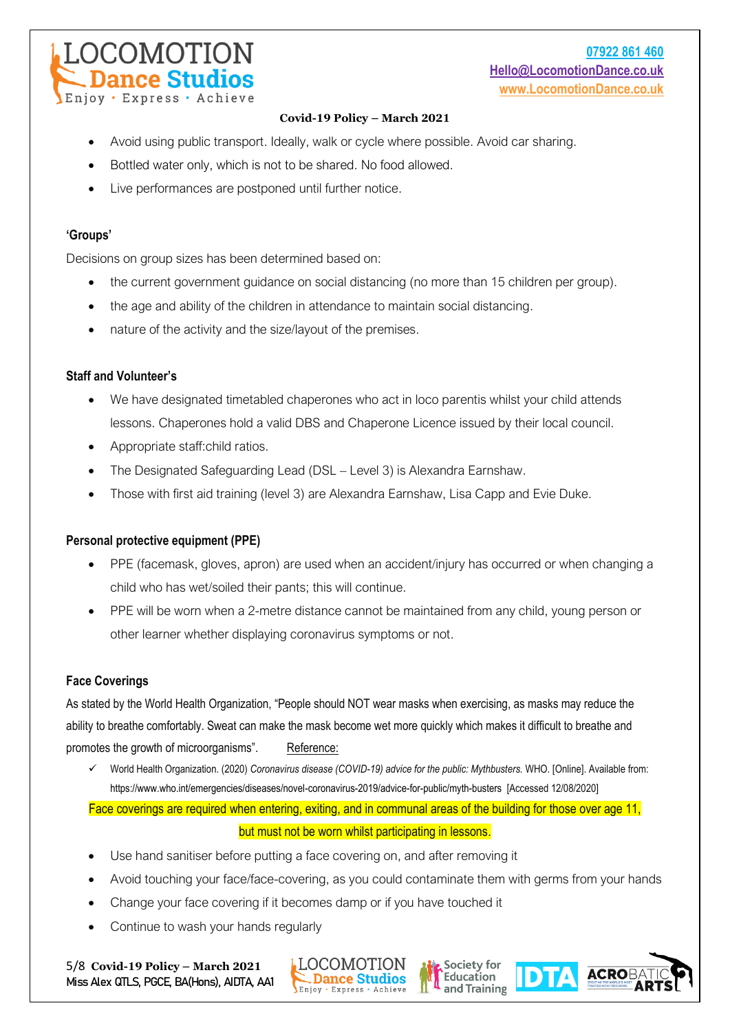- Avoid using public transport. Ideally, walk or cycle where possible. Avoid car sharing.
- Bottled water only, which is not to be shared. No food allowed.
- Live performances are postponed until further notice.

**'Groups'**

Decisions on group sizes has been determined based on:

- the current government guidance on social distancing (no more than 15 children per group).
- the age and ability of the children in attendance to maintain social distancing.
- nature of the activity and the size/layout of the premises.

**Staff and Volunteer's**

- We have designated timetabled chaperones who act in loco parentis whilst your child attends lessons. Chaperones hold a valid DBS and Chaperone Licence issued by their local council.
- Appropriate staff:child ratios.
- The Designated Safeguarding Lead (DSL – Level 3) is Alexandra Earnshaw.
- Those with first aid training (level 3) are Alexandra Earnshaw, Lisa Capp and Evie Duke.

**Personal protective equipment (PPE)**

- PPE (facemask, gloves, apron) are used when an accident/injury has occurred or when changing a child who has wet/soiled their pants; this will continue.
- PPE will be worn when a 2-metre distance cannot be maintained from any child, young person or other learner whether displaying coronavirus symptoms or not.

**Face Coverings**

As stated by the World Health Organization, "People should NOT wear masks when exercising, as masks may reduce the ability to breathe comfortably. Sweat can make the mask become wet more quickly which makes it difficult to breathe and promotes the growth of microorganisms". Reference:

- ✓ World Health Organization. (2020) *Coronavirus disease (COVID-19) advice for the public: Mythbusters.* WHO. [Online]. Available from: https://www.who.int/emergencies/diseases/novel-coronavirus-2019/advice-for-public/myth-busters [Accessed 12/08/2020]

Face coverings are required when entering, exiting, and in communal areas of the building for those over age 11, but must not be worn whilst participating in lessons.

- Use hand sanitiser before putting a face covering on, and after removing it
- Avoid touching your face/face-covering, as you could contaminate them with germs from your hands
- Change your face covering if it becomes damp or if you have touched it
- Continue to wash your hands regularly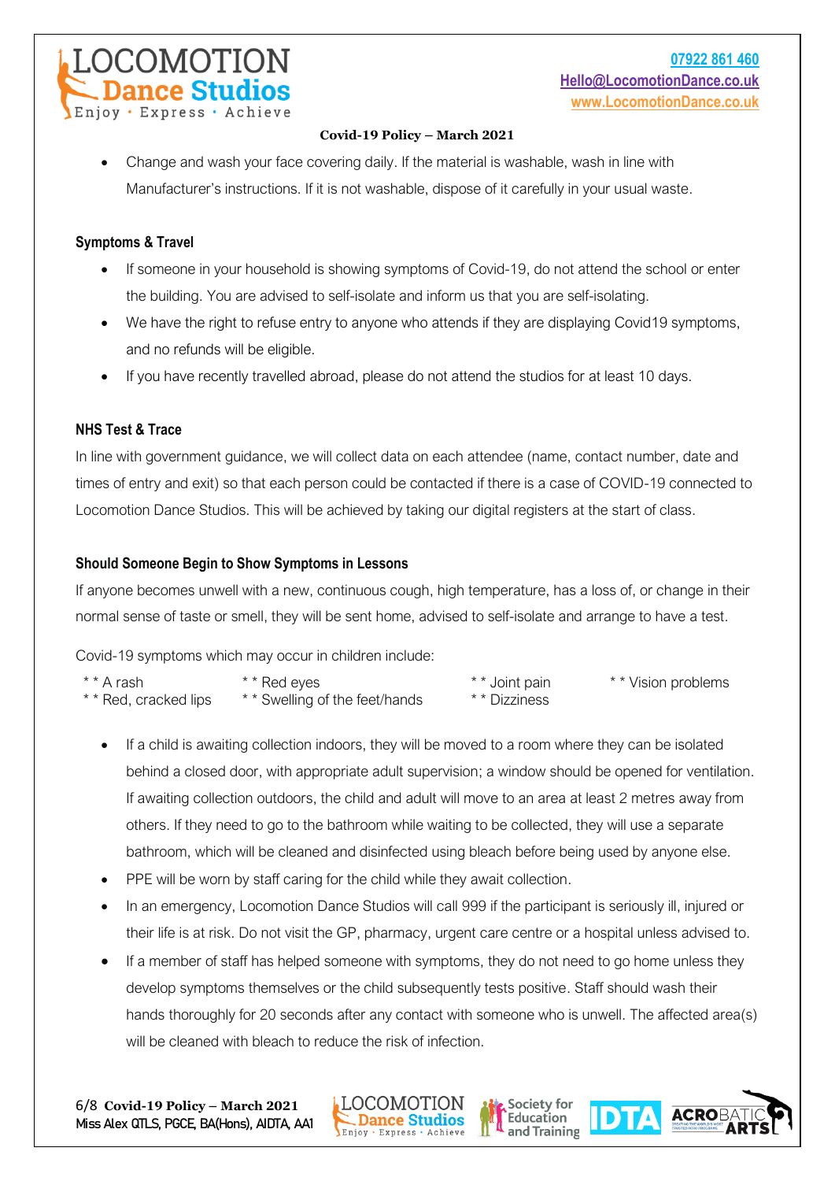**Covid-19 Policy – March 2021**

- Change and wash your face covering daily. If the material is washable, wash in line with Manufacturer's instructions. If it is not washable, dispose of it carefully in your usual waste.

### Symptoms & Travel

- If someone in your household is showing symptoms of Covid-19, do not attend the school or enter the building. You are advised to self-isolate and inform us that you are self-isolating.
- We have the right to refuse entry to anyone who attends if they are displaying Covid19 symptoms, and no refunds will be eligible.
- If you have recently travelled abroad, please do not attend the studios for at least 10 days.

### NHS Test & Trace

In line with government guidance, we will collect data on each attendee (name, contact number, date and times of entry and exit) so that each person could be contacted if there is a case of COVID-19 connected to Locomotion Dance Studios. This will be achieved by taking our digital registers at the start of class.

### Should Someone Begin to Show Symptoms in Lessons

If anyone becomes unwell with a new, continuous cough, high temperature, has a loss of, or change in their normal sense of taste or smell, they will be sent home, advised to self-isolate and arrange to have a test.

Covid-19 symptoms which may occur in children include:

* * A rash
* * Red, cracked lips
* * Red eyes
* * Swelling of the feet/hands
* * Joint pain
* * Dizziness
* * Vision problems

- If a child is awaiting collection indoors, they will be moved to a room where they can be isolated behind a closed door, with appropriate adult supervision; a window should be opened for ventilation. If awaiting collection outdoors, the child and adult will move to an area at least 2 metres away from others. If they need to go to the bathroom while waiting to be collected, they will use a separate bathroom, which will be cleaned and disinfected using bleach before being used by anyone else.
- PPE will be worn by staff caring for the child while they await collection.
- In an emergency, Locomotion Dance Studios will call 999 if the participant is seriously ill, injured or their life is at risk. Do not visit the GP, pharmacy, urgent care centre or a hospital unless advised to.
- If a member of staff has helped someone with symptoms, they do not need to go home unless they develop symptoms themselves or the child subsequently tests positive. Staff should wash their hands thoroughly for 20 seconds after any contact with someone who is unwell. The affected area(s) will be cleaned with bleach to reduce the risk of infection.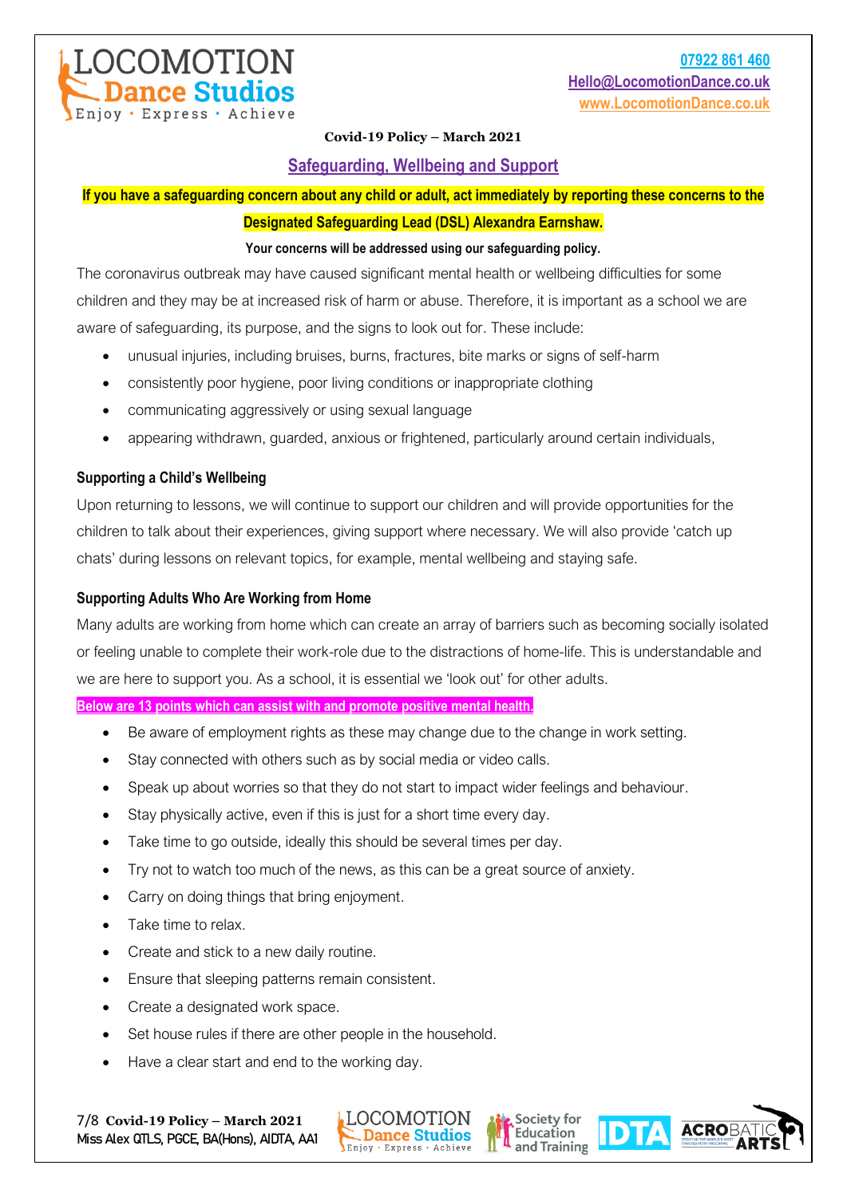**Covid-19 Policy – March 2021**

## Safeguarding, Wellbeing and Support

**If you have a safeguarding concern about any child or adult, act immediately by reporting these concerns to the Designated Safeguarding Lead (DSL) Alexandra Earnshaw.**

**Your concerns will be addressed using our safeguarding policy.**

The coronavirus outbreak may have caused significant mental health or wellbeing difficulties for some children and they may be at increased risk of harm or abuse. Therefore, it is important as a school we are aware of safeguarding, its purpose, and the signs to look out for. These include:

- unusual injuries, including bruises, burns, fractures, bite marks or signs of self-harm
- consistently poor hygiene, poor living conditions or inappropriate clothing
- communicating aggressively or using sexual language
- appearing withdrawn, guarded, anxious or frightened, particularly around certain individuals,

### Supporting a Child's Wellbeing

Upon returning to lessons, we will continue to support our children and will provide opportunities for the children to talk about their experiences, giving support where necessary. We will also provide 'catch up chats' during lessons on relevant topics, for example, mental wellbeing and staying safe.

### Supporting Adults Who Are Working from Home

Many adults are working from home which can create an array of barriers such as becoming socially isolated or feeling unable to complete their work-role due to the distractions of home-life. This is understandable and we are here to support you. As a school, it is essential we 'look out' for other adults.

**Below are 13 points which can assist with and promote positive mental health.**

- Be aware of employment rights as these may change due to the change in work setting.
- Stay connected with others such as by social media or video calls.
- Speak up about worries so that they do not start to impact wider feelings and behaviour.
- Stay physically active, even if this is just for a short time every day.
- Take time to go outside, ideally this should be several times per day.
- Try not to watch too much of the news, as this can be a great source of anxiety.
- Carry on doing things that bring enjoyment.
- Take time to relax.
- Create and stick to a new daily routine.
- Ensure that sleeping patterns remain consistent.
- Create a designated work space.
- Set house rules if there are other people in the household.
- Have a clear start and end to the working day.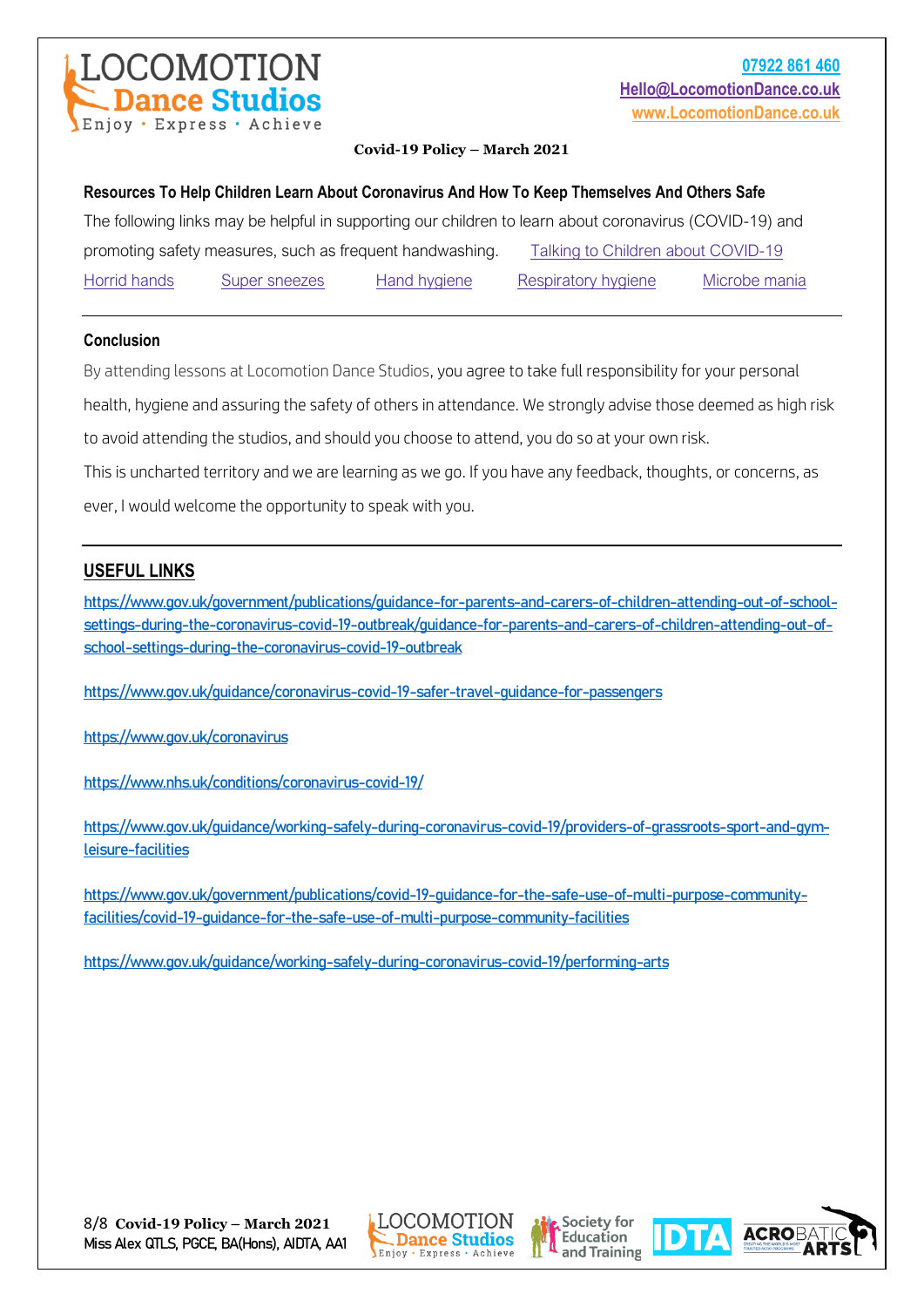## Resources To Help Children Learn About Coronavirus And How To Keep Themselves And Others Safe

The following links may be helpful in supporting our children to learn about coronavirus (COVID-19) and promoting safety measures, such as frequent handwashing. Talking to Children about COVID-19

Horrid hands    Super sneezes    Hand hygiene    Respiratory hygiene    Microbe mania

## Conclusion

By attending lessons at Locomotion Dance Studios, you agree to take full responsibility for your personal health, hygiene and assuring the safety of others in attendance. We strongly advise those deemed as high risk to avoid attending the studios, and should you choose to attend, you do so at your own risk.

This is uncharted territory and we are learning as we go. If you have any feedback, thoughts, or concerns, as ever, I would welcome the opportunity to speak with you.

## USEFUL LINKS

https://www.gov.uk/government/publications/guidance-for-parents-and-carers-of-children-attending-out-of-school-settings-during-the-coronavirus-covid-19-outbreak/guidance-for-parents-and-carers-of-children-attending-out-of-school-settings-during-the-coronavirus-covid-19-outbreak

https://www.gov.uk/guidance/coronavirus-covid-19-safer-travel-guidance-for-passengers

https://www.gov.uk/coronavirus

https://www.nhs.uk/conditions/coronavirus-covid-19/

https://www.gov.uk/guidance/working-safely-during-coronavirus-covid-19/providers-of-grassroots-sport-and-gym-leisure-facilities

https://www.gov.uk/government/publications/covid-19-guidance-for-the-safe-use-of-multi-purpose-community-facilities/covid-19-guidance-for-the-safe-use-of-multi-purpose-community-facilities

https://www.gov.uk/guidance/working-safely-during-coronavirus-covid-19/performing-arts